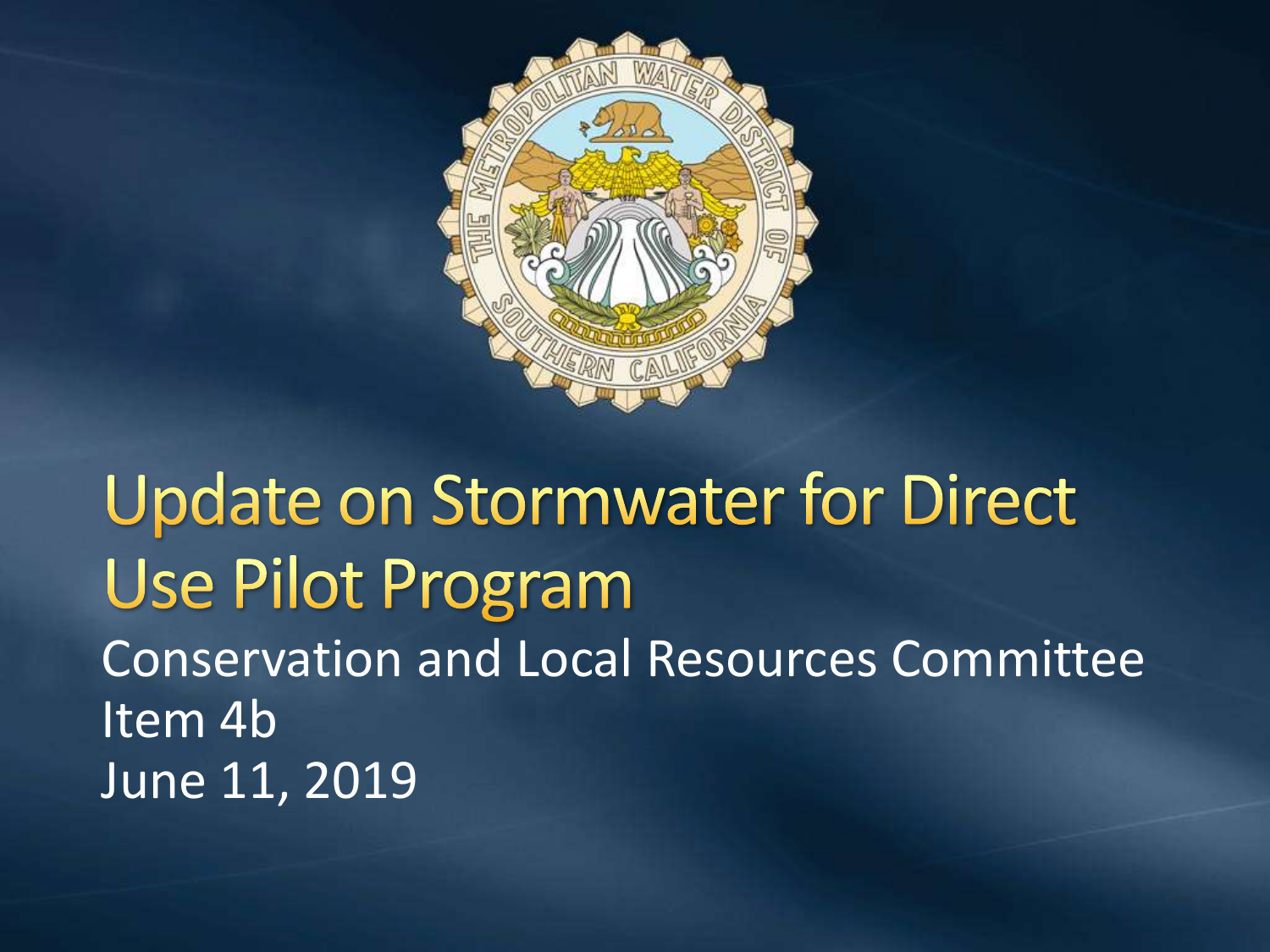# Update on Stormwater for Direct Use Pilot Program

Conservation and Local Resources Committee
Item 4b
June 11, 2019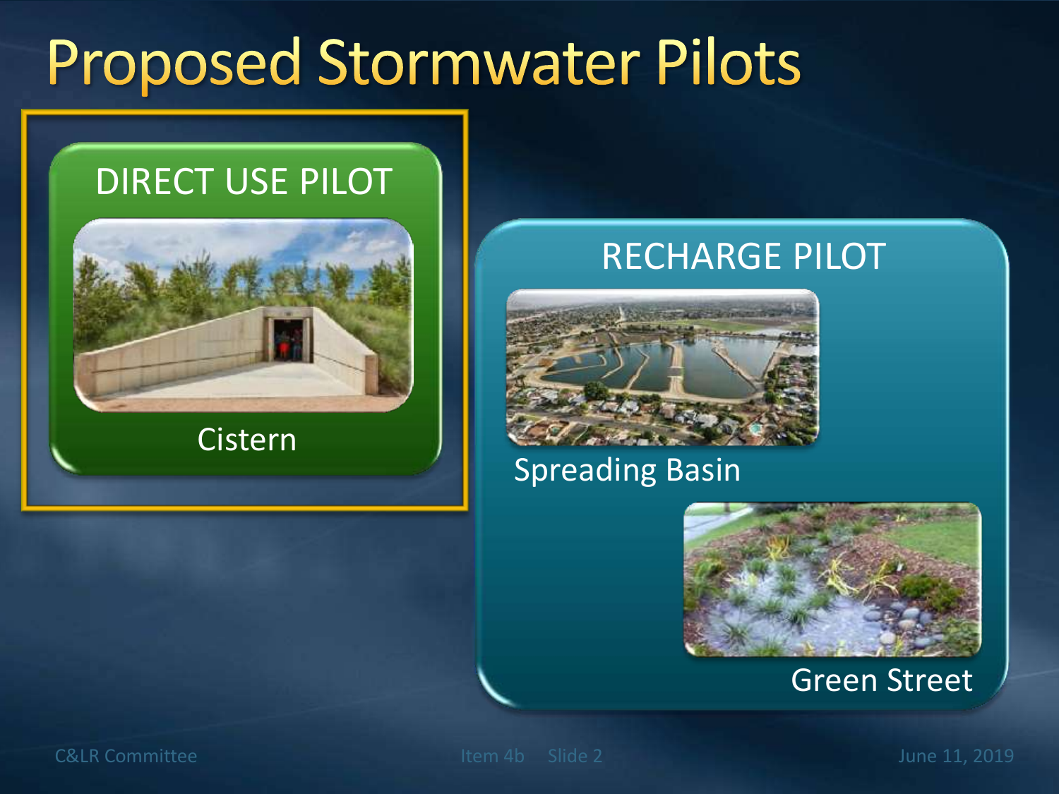# Proposed Stormwater Pilots

## DIRECT USE PILOT

Cistern

## RECHARGE PILOT

Spreading Basin

Green Street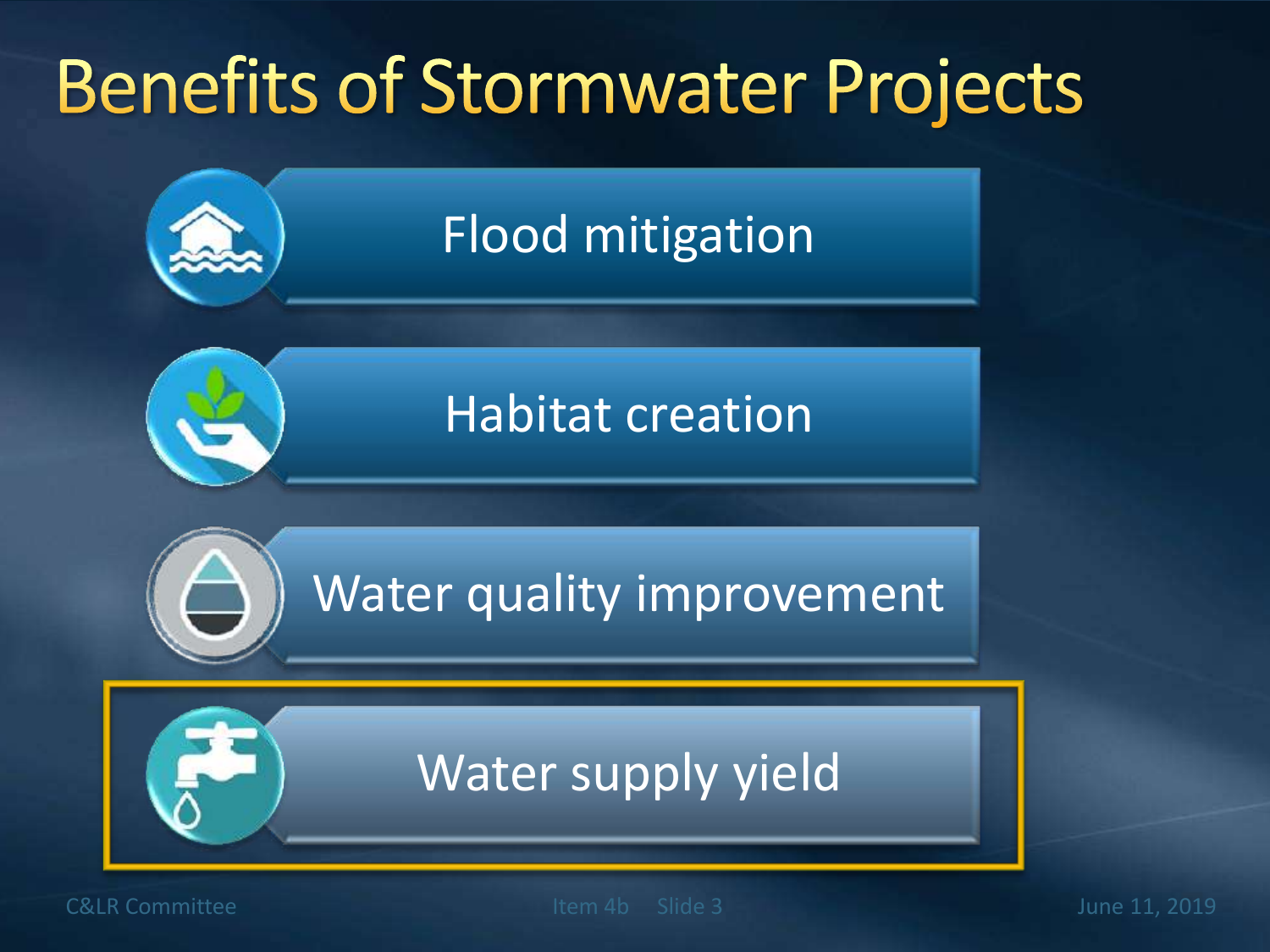# Benefits of Stormwater Projects

- Flood mitigation
- Habitat creation
- Water quality improvement
- Water supply yield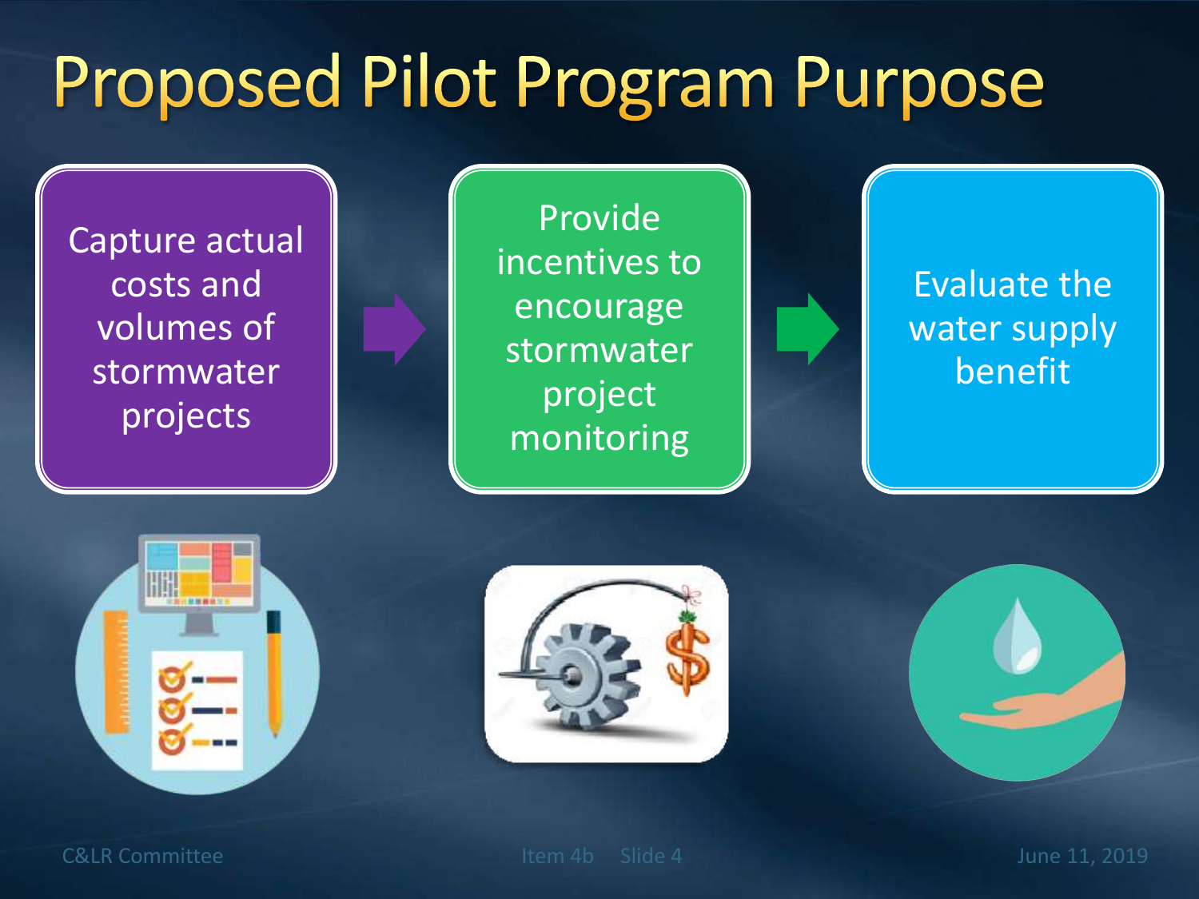# Proposed Pilot Program Purpose

Capture actual costs and volumes of stormwater projects

→

Provide incentives to encourage stormwater project monitoring

→

Evaluate the water supply benefit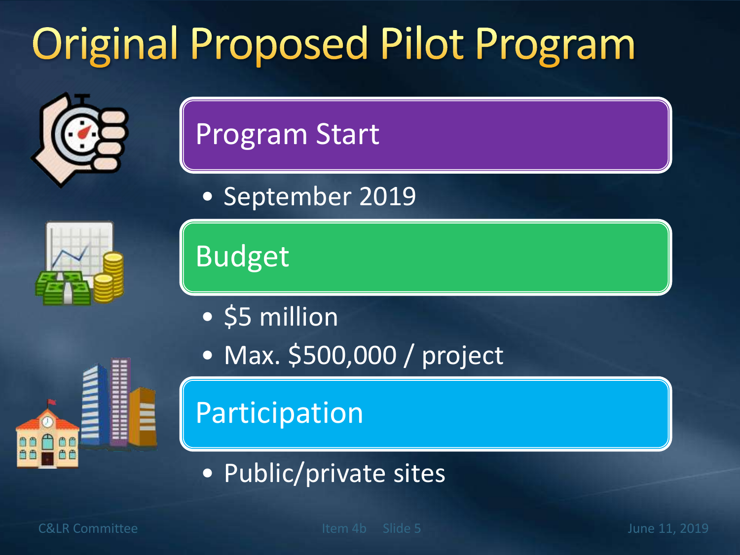# Original Proposed Pilot Program

## Program Start

- September 2019

## Budget

- $5 million
- Max. $500,000 / project

## Participation

- Public/private sites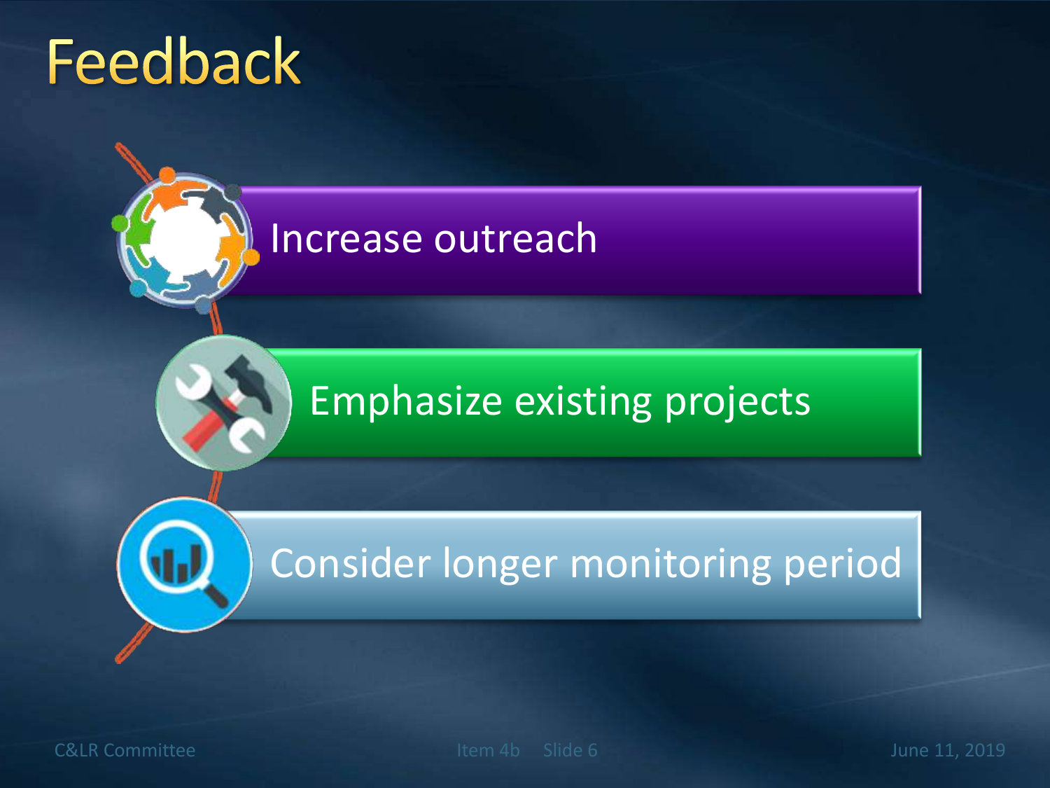# Feedback

- Increase outreach
- Emphasize existing projects
- Consider longer monitoring period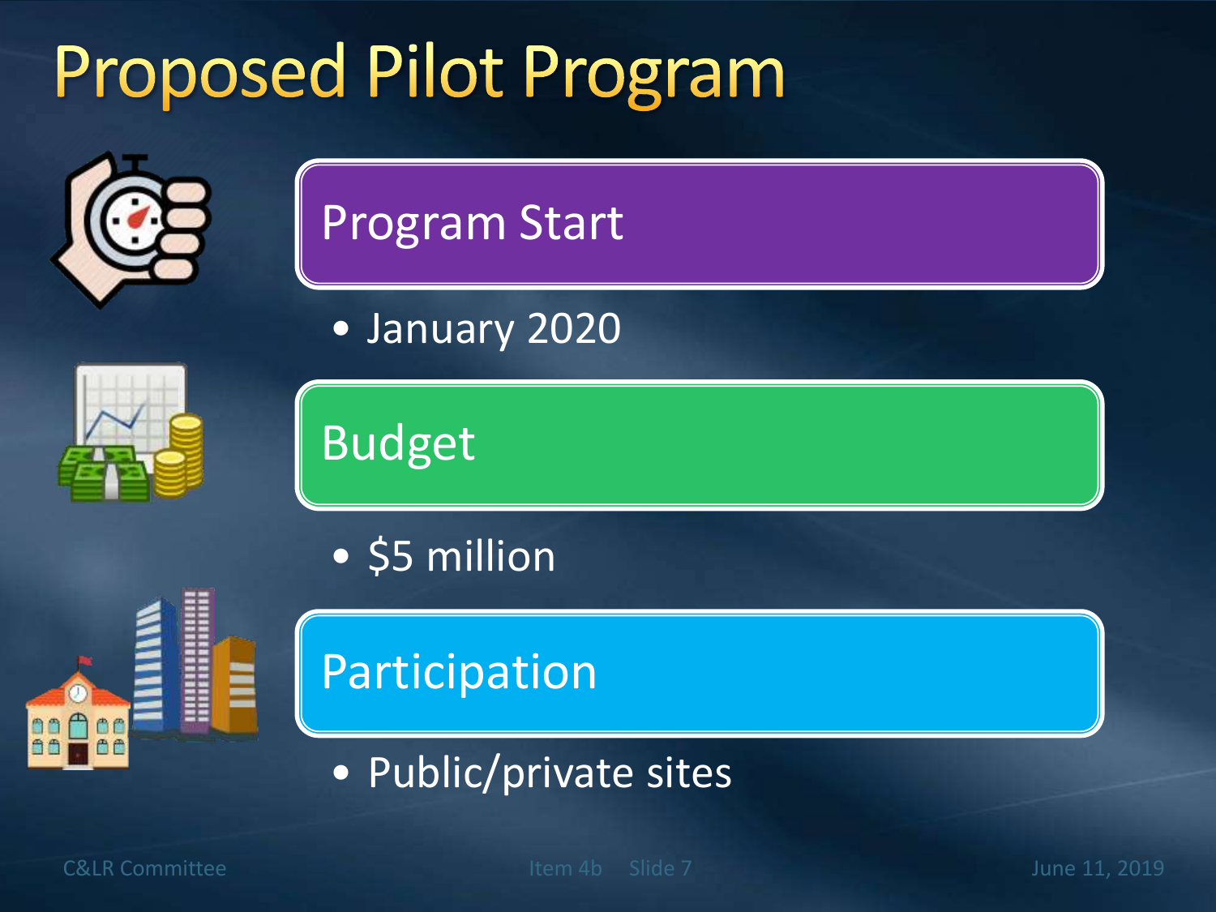# Proposed Pilot Program

## Program Start

- January 2020

## Budget

- $5 million

## Participation

- Public/private sites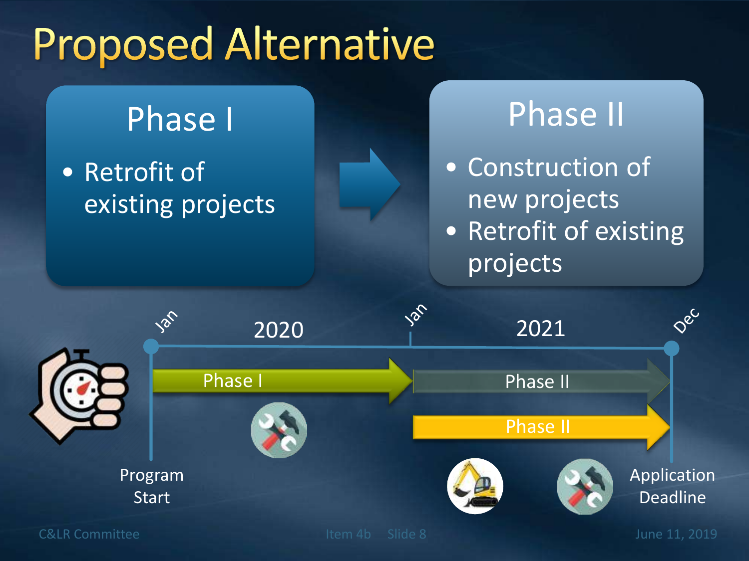# Proposed Alternative

## Phase I

- Retrofit of existing projects

## Phase II

- Construction of new projects
- Retrofit of existing projects

Jan 2020 — Jan 2021 — Dec

Phase I

Phase II

Phase II

Program Start

Application Deadline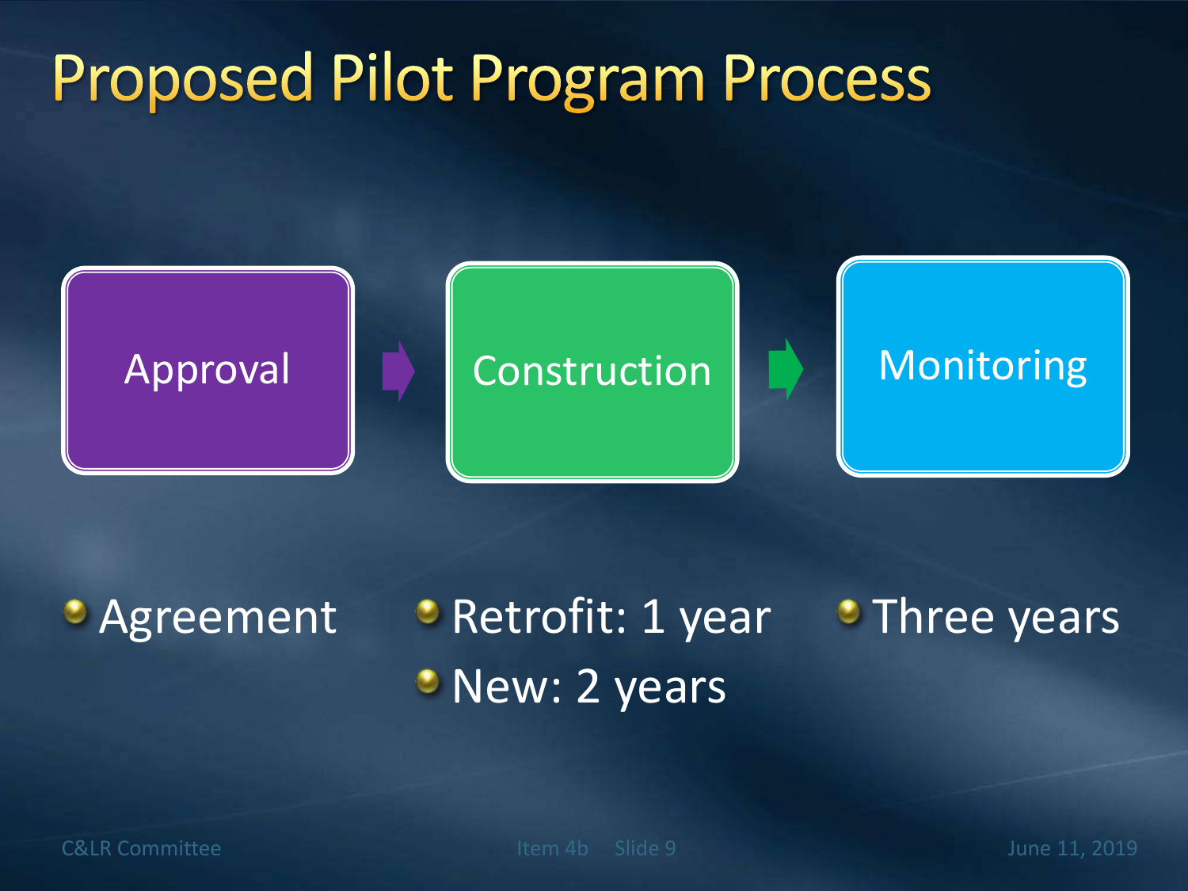# Proposed Pilot Program Process

Approval → Construction → Monitoring

- **Approval**
  - Agreement
- **Construction**
  - Retrofit: 1 year
  - New: 2 years
- **Monitoring**
  - Three years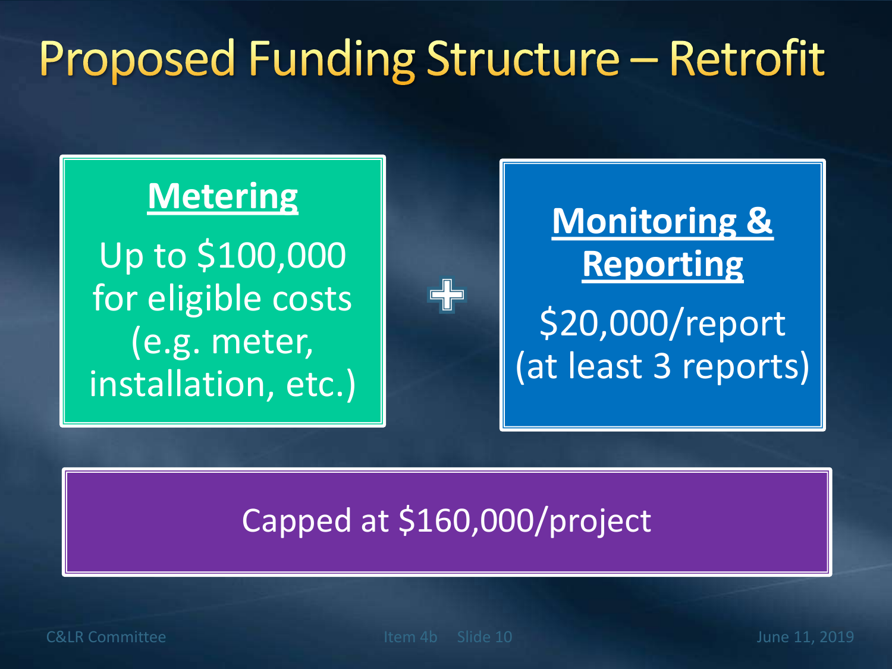# Proposed Funding Structure – Retrofit

**Metering**

Up to $100,000 for eligible costs (e.g. meter, installation, etc.)

+

**Monitoring & Reporting**

$20,000/report (at least 3 reports)

Capped at $160,000/project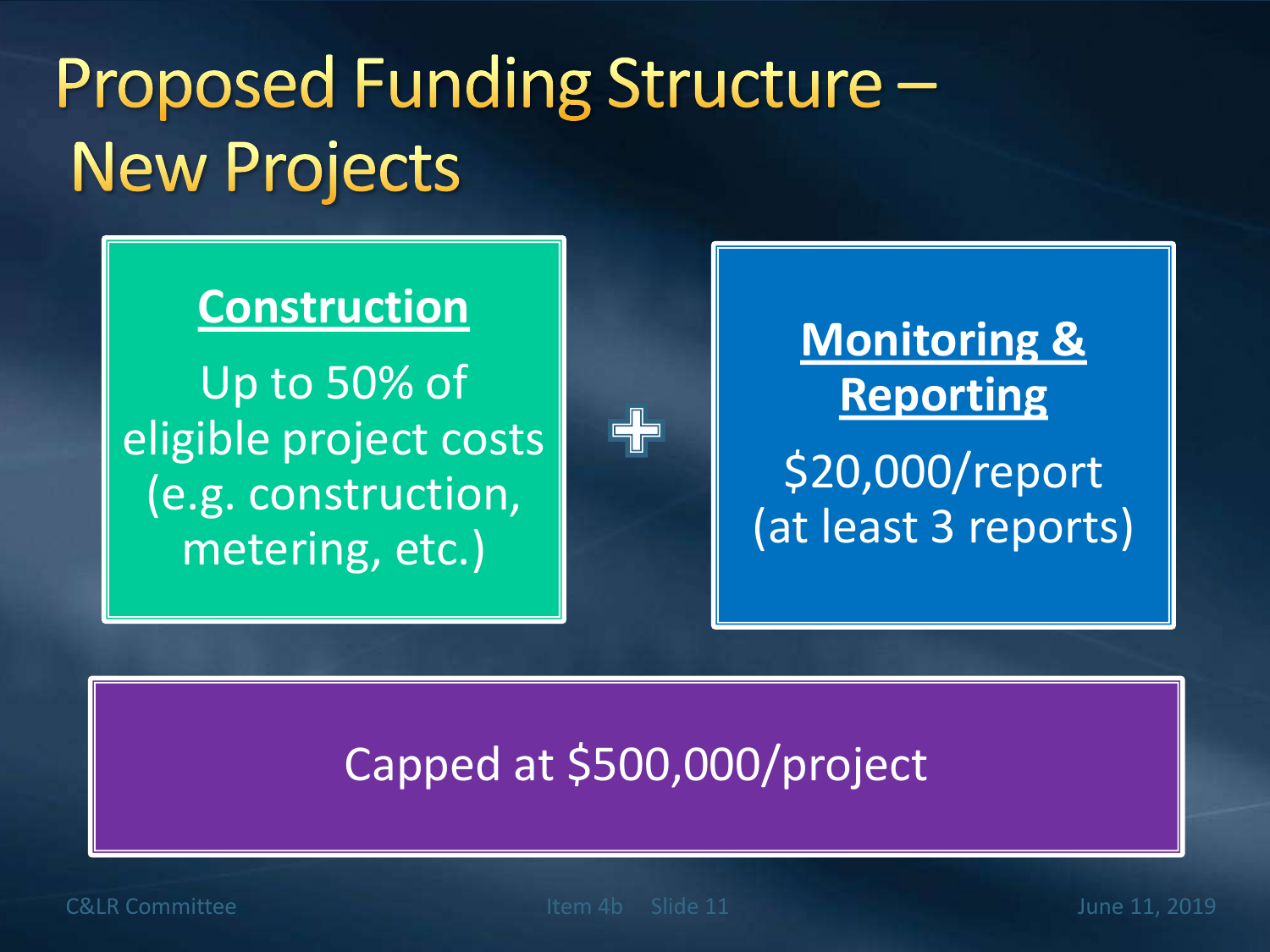# Proposed Funding Structure – New Projects

**Construction**

Up to 50% of eligible project costs (e.g. construction, metering, etc.)

\+

**Monitoring & Reporting**

$20,000/report (at least 3 reports)

Capped at $500,000/project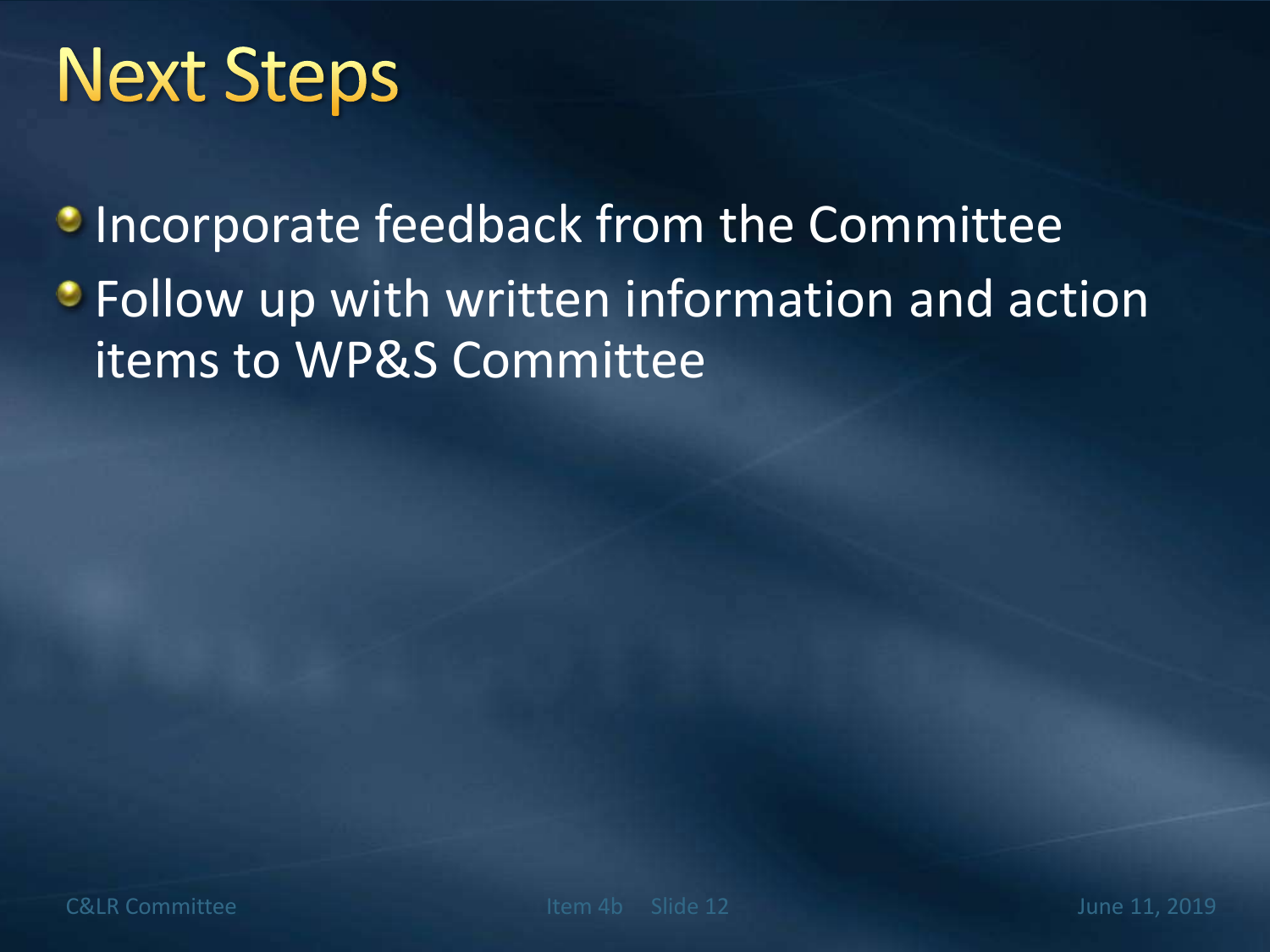# Next Steps

- Incorporate feedback from the Committee
- Follow up with written information and action items to WP&S Committee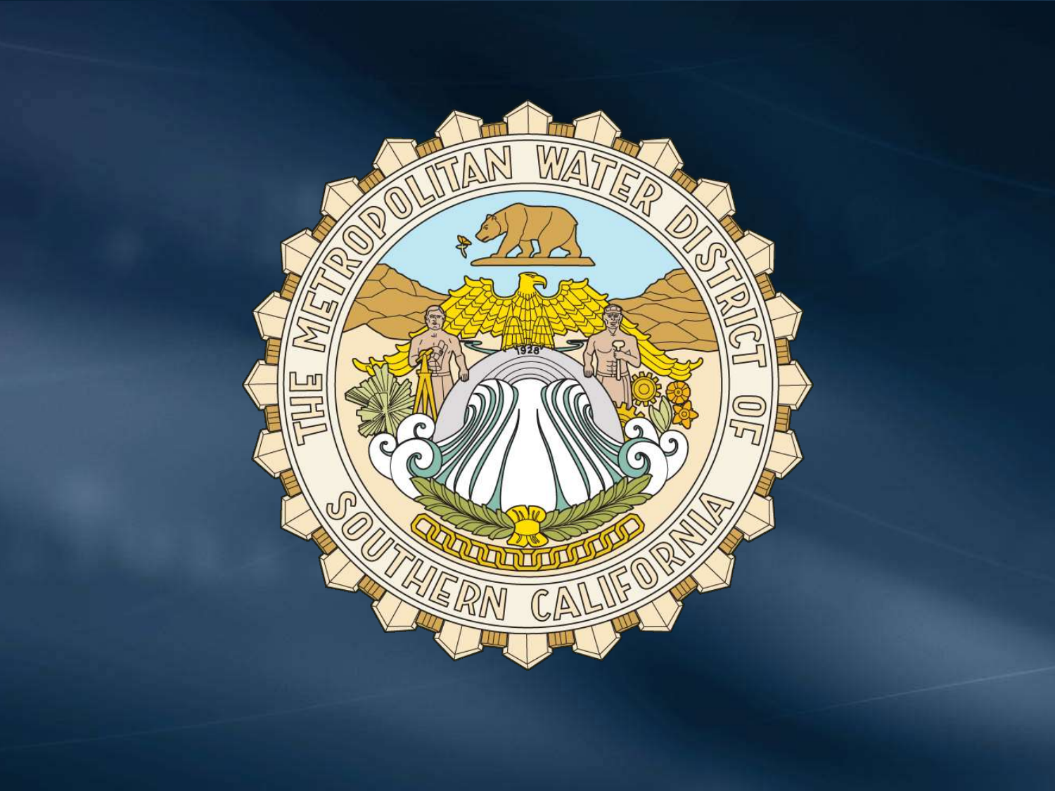THE METROPOLITAN WATER DISTRICT OF SOUTHERN CALIFORNIA

1928